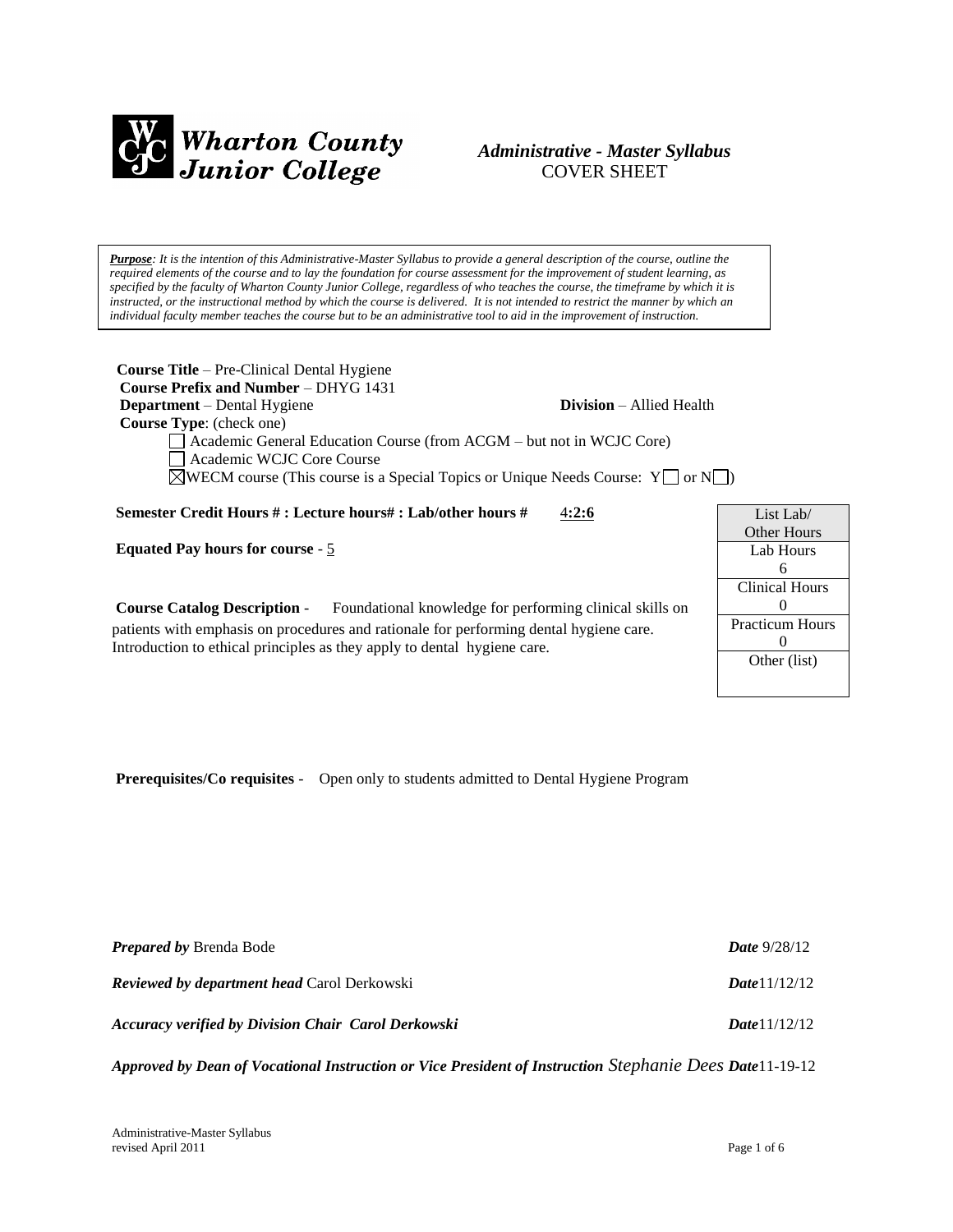**Wharton County Junior College**

*Administrative - Master Syllabus*
COVER SHEET

*__Purpose__: It is the intention of this Administrative-Master Syllabus to provide a general description of the course, outline the required elements of the course and to lay the foundation for course assessment for the improvement of student learning, as specified by the faculty of Wharton County Junior College, regardless of who teaches the course, the timeframe by which it is instructed, or the instructional method by which the course is delivered. It is not intended to restrict the manner by which an individual faculty member teaches the course but to be an administrative tool to aid in the improvement of instruction.*

**Course Title** – Pre-Clinical Dental Hygiene
**Course Prefix and Number** – DHYG 1431
**Department** – Dental Hygiene **Division** – Allied Health
**Course Type**: (check one)

- ☐ Academic General Education Course (from ACGM – but not in WCJC Core)
- ☐ Academic WCJC Core Course
- ☒ WECM course (This course is a Special Topics or Unique Needs Course: Y☐ or N☐)

**Semester Credit Hours # : Lecture hours# : Lab/other hours #** 4**:2:6**

**Equated Pay hours for course** - 5

| List Lab/ Other Hours |
|---|
| Lab Hours 6 |
| Clinical Hours 0 |
| Practicum Hours 0 |
| Other (list) |

**Course Catalog Description** - Foundational knowledge for performing clinical skills on patients with emphasis on procedures and rationale for performing dental hygiene care. Introduction to ethical principles as they apply to dental hygiene care.

**Prerequisites/Co requisites** - Open only to students admitted to Dental Hygiene Program

***Prepared by*** Brenda Bode ***Date*** 9/28/12

***Reviewed by department head*** Carol Derkowski ***Date***11/12/12

***Accuracy verified by Division Chair Carol Derkowski*** ***Date***11/12/12

***Approved by Dean of Vocational Instruction or Vice President of Instruction*** *Stephanie Dees* ***Date***11-19-12

Administrative-Master Syllabus
revised April 2011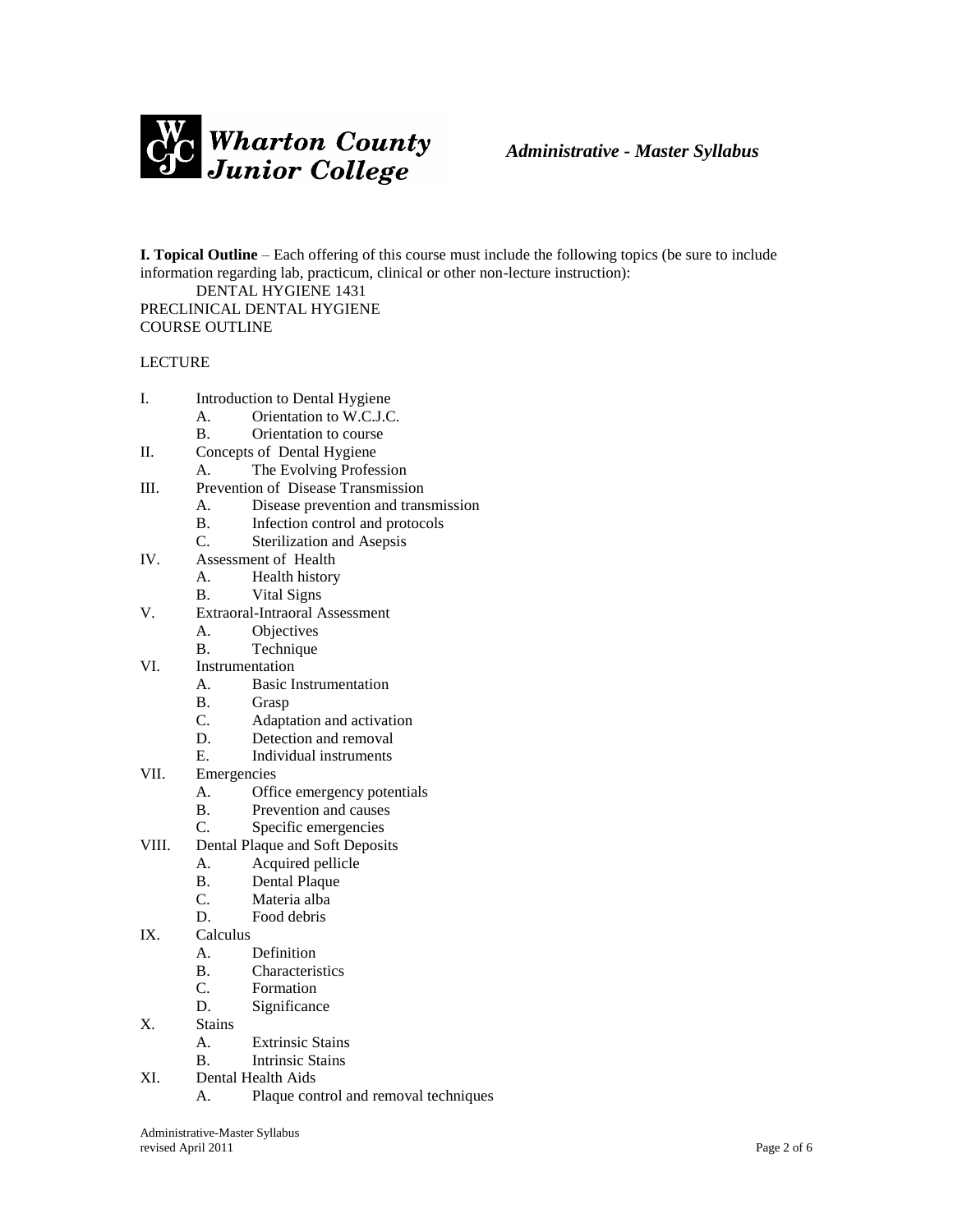**Administrative - Master Syllabus**

**I. Topical Outline** – Each offering of this course must include the following topics (be sure to include information regarding lab, practicum, clinical or other non-lecture instruction):

DENTAL HYGIENE 1431
PRECLINICAL DENTAL HYGIENE
COURSE OUTLINE

LECTURE

I. Introduction to Dental Hygiene
   - A. Orientation to W.C.J.C.
   - B. Orientation to course

II. Concepts of Dental Hygiene
   - A. The Evolving Profession

III. Prevention of Disease Transmission
   - A. Disease prevention and transmission
   - B. Infection control and protocols
   - C. Sterilization and Asepsis

IV. Assessment of Health
   - A. Health history
   - B. Vital Signs

V. Extraoral-Intraoral Assessment
   - A. Objectives
   - B. Technique

VI. Instrumentation
   - A. Basic Instrumentation
   - B. Grasp
   - C. Adaptation and activation
   - D. Detection and removal
   - E. Individual instruments

VII. Emergencies
   - A. Office emergency potentials
   - B. Prevention and causes
   - C. Specific emergencies

VIII. Dental Plaque and Soft Deposits
   - A. Acquired pellicle
   - B. Dental Plaque
   - C. Materia alba
   - D. Food debris

IX. Calculus
   - A. Definition
   - B. Characteristics
   - C. Formation
   - D. Significance

X. Stains
   - A. Extrinsic Stains
   - B. Intrinsic Stains

XI. Dental Health Aids
   - A. Plaque control and removal techniques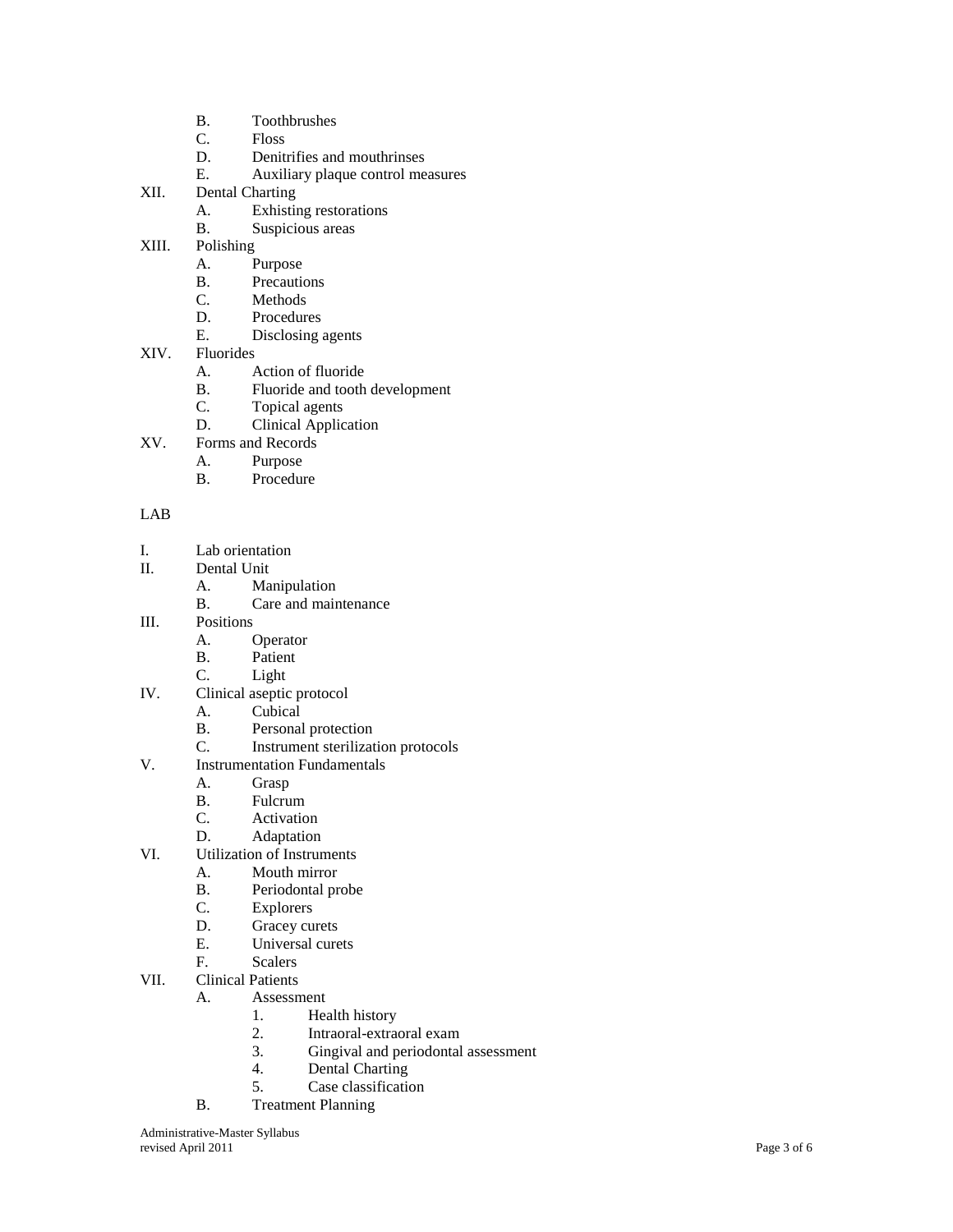B. Toothbrushes
C. Floss
D. Denitrifies and mouthrinses
E. Auxiliary plaque control measures

XII. Dental Charting
A. Exhisting restorations
B. Suspicious areas

XIII. Polishing
A. Purpose
B. Precautions
C. Methods
D. Procedures
E. Disclosing agents

XIV. Fluorides
A. Action of fluoride
B. Fluoride and tooth development
C. Topical agents
D. Clinical Application

XV. Forms and Records
A. Purpose
B. Procedure

LAB

I. Lab orientation

II. Dental Unit
A. Manipulation
B. Care and maintenance

III. Positions
A. Operator
B. Patient
C. Light

IV. Clinical aseptic protocol
A. Cubical
B. Personal protection
C. Instrument sterilization protocols

V. Instrumentation Fundamentals
A. Grasp
B. Fulcrum
C. Activation
D. Adaptation

VI. Utilization of Instruments
A. Mouth mirror
B. Periodontal probe
C. Explorers
D. Gracey curets
E. Universal curets
F. Scalers

VII. Clinical Patients
A. Assessment
1. Health history
2. Intraoral-extraoral exam
3. Gingival and periodontal assessment
4. Dental Charting
5. Case classification
B. Treatment Planning

Administrative-Master Syllabus
revised April 2011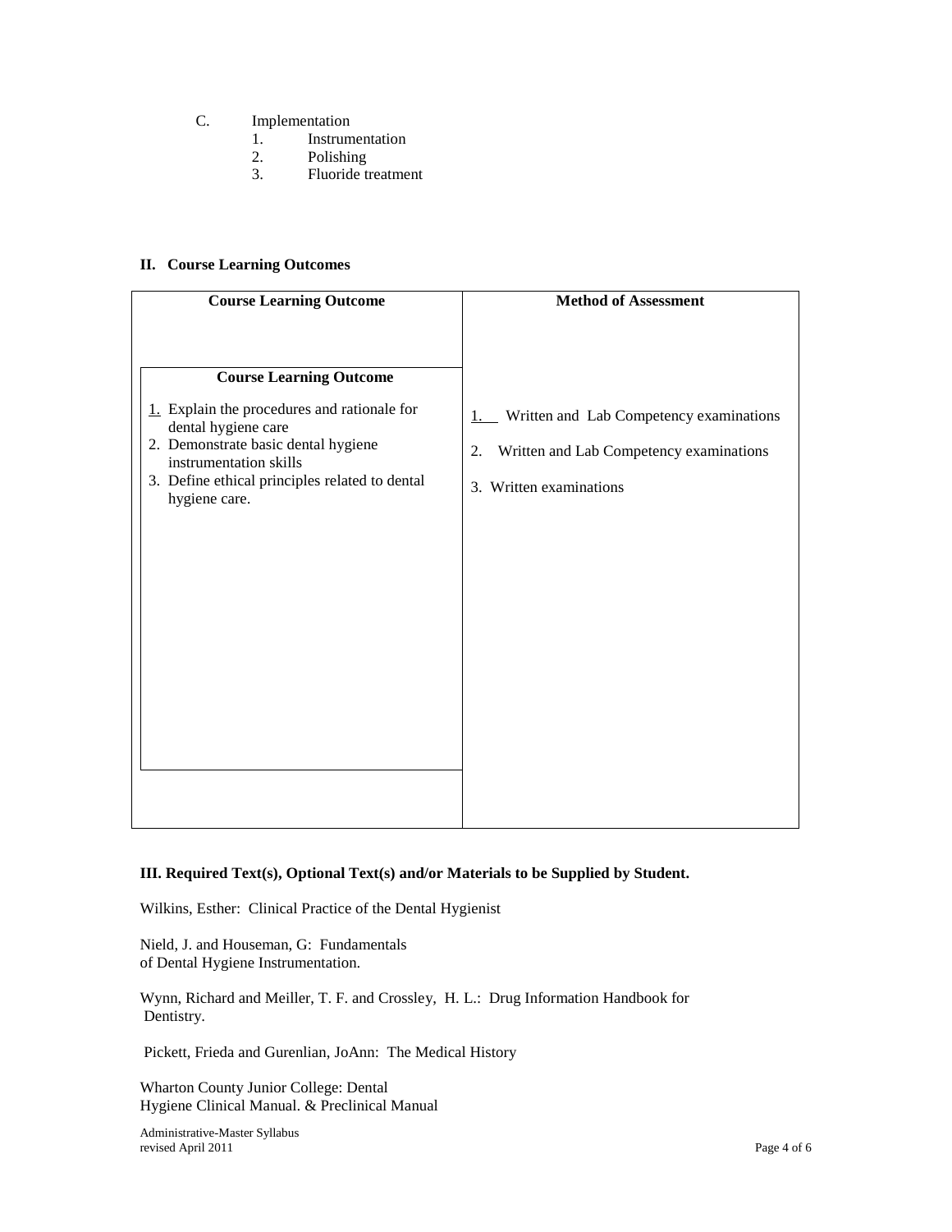C. Implementation
   1. Instrumentation
   2. Polishing
   3. Fluoride treatment

**II. Course Learning Outcomes**

| Course Learning Outcome | Method of Assessment |
|---|---|
| 1. Explain the procedures and rationale for dental hygiene care | 1. Written and Lab Competency examinations |
| 2. Demonstrate basic dental hygiene instrumentation skills | 2. Written and Lab Competency examinations |
| 3. Define ethical principles related to dental hygiene care. | 3. Written examinations |

**III. Required Text(s), Optional Text(s) and/or Materials to be Supplied by Student.**

Wilkins, Esther: Clinical Practice of the Dental Hygienist

Nield, J. and Houseman, G: Fundamentals of Dental Hygiene Instrumentation.

Wynn, Richard and Meiller, T. F. and Crossley, H. L.: Drug Information Handbook for Dentistry.

Pickett, Frieda and Gurenlian, JoAnn: The Medical History

Wharton County Junior College: Dental Hygiene Clinical Manual. & Preclinical Manual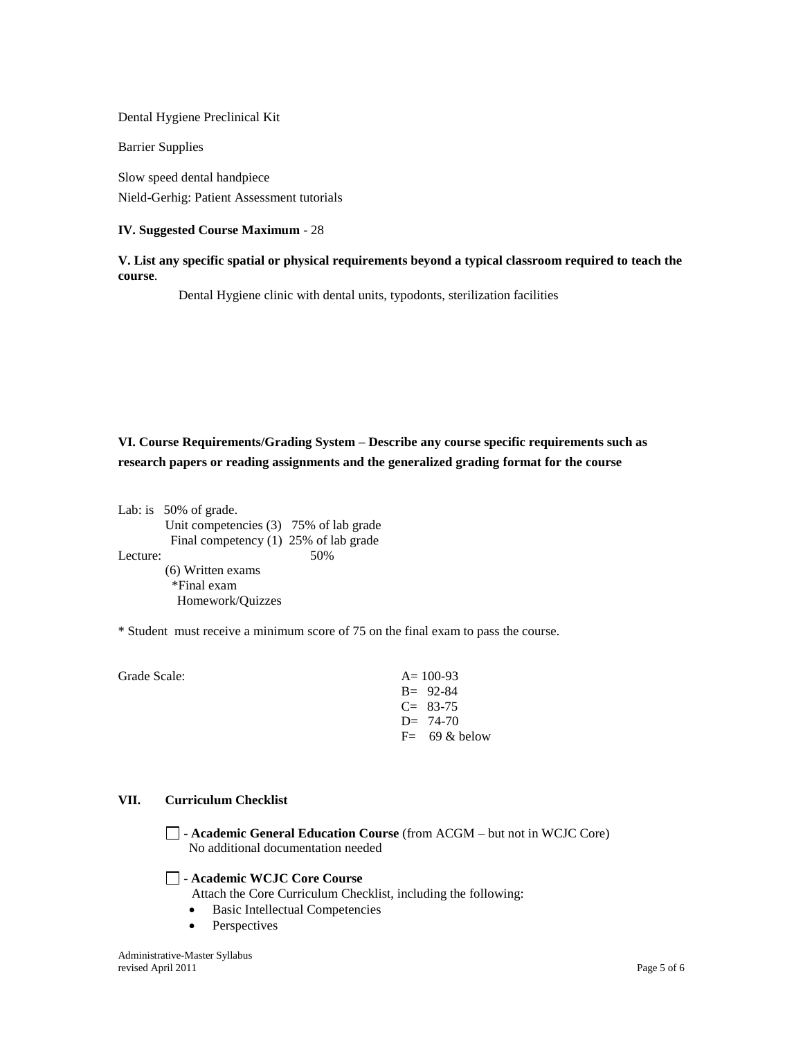Dental Hygiene Preclinical Kit

Barrier Supplies

Slow speed dental handpiece

Nield-Gerhig: Patient Assessment tutorials

**IV. Suggested Course Maximum** - 28

**V. List any specific spatial or physical requirements beyond a typical classroom required to teach the course**.

Dental Hygiene clinic with dental units, typodonts, sterilization facilities

**VI. Course Requirements/Grading System – Describe any course specific requirements such as research papers or reading assignments and the generalized grading format for the course**

Lab: is 50% of grade.
- Unit competencies (3) 75% of lab grade
- Final competency (1) 25% of lab grade

Lecture: 50%
- (6) Written exams
- *Final exam
- Homework/Quizzes

* Student must receive a minimum score of 75 on the final exam to pass the course.

Grade Scale:

A= 100-93
B= 92-84
C= 83-75
D= 74-70
F= 69 & below

**VII. Curriculum Checklist**

☐ - **Academic General Education Course** (from ACGM – but not in WCJC Core)
No additional documentation needed

☐ - **Academic WCJC Core Course**
Attach the Core Curriculum Checklist, including the following:
- Basic Intellectual Competencies
- Perspectives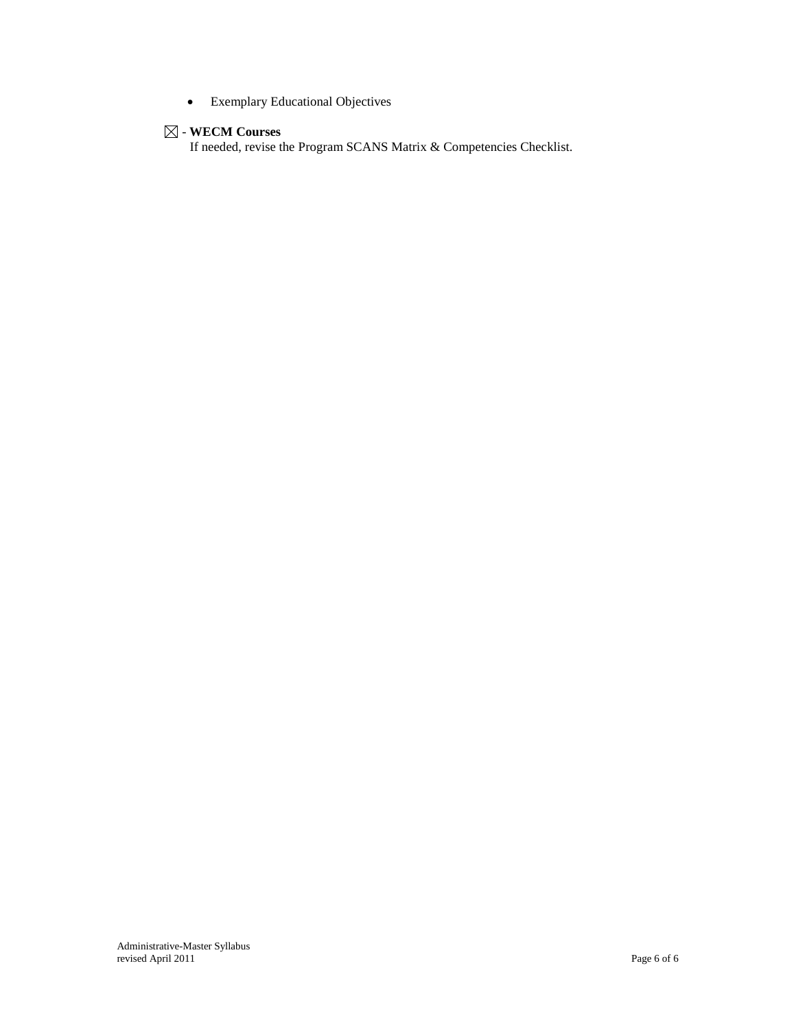- Exemplary Educational Objectives

☒ - **WECM Courses**
If needed, revise the Program SCANS Matrix & Competencies Checklist.